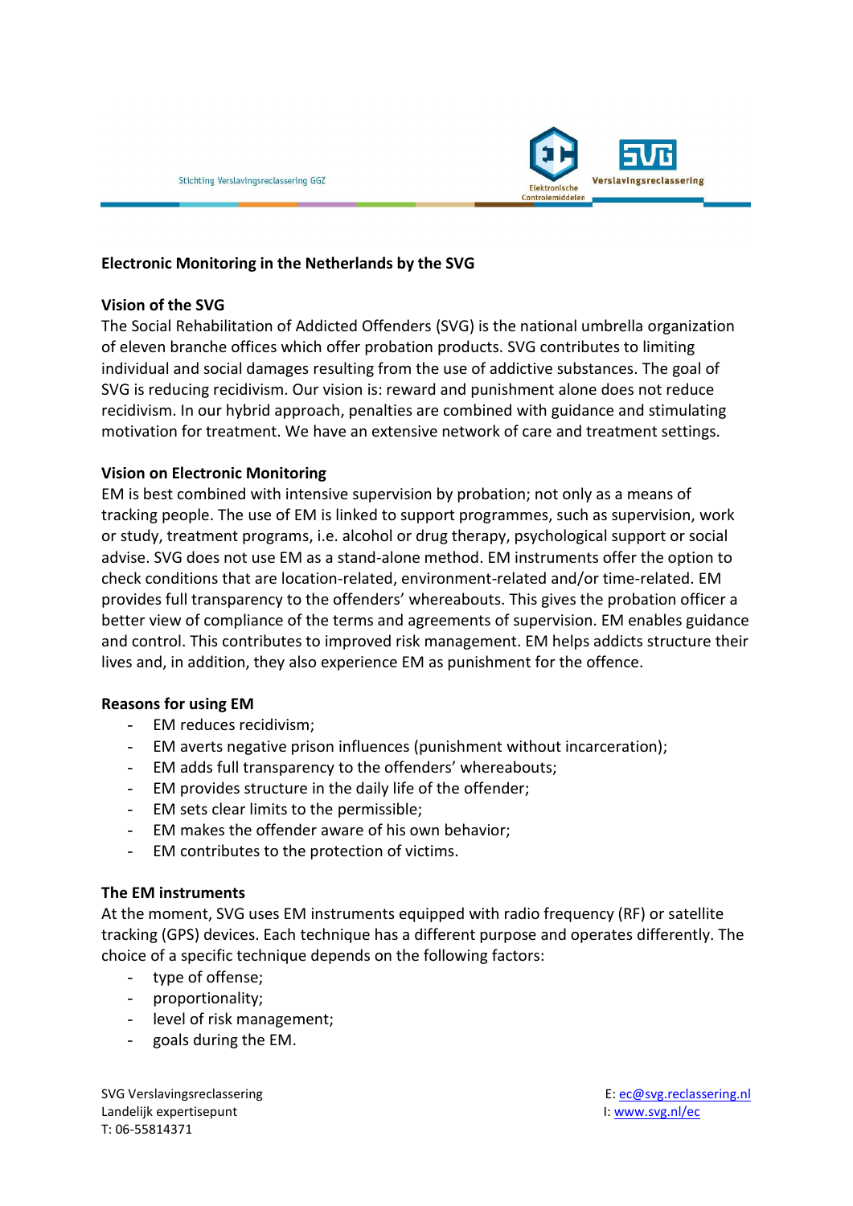# Electronic Monitoring in the Netherlands by the SVG

## Vision of the SVG

The Social Rehabilitation of Addicted Offenders (SVG) is the national umbrella organization of eleven branche offices which offer probation products. SVG contributes to limiting individual and social damages resulting from the use of addictive substances. The goal of SVG is reducing recidivism. Our vision is: reward and punishment alone does not reduce recidivism. In our hybrid approach, penalties are combined with guidance and stimulating motivation for treatment. We have an extensive network of care and treatment settings.

## Vision on Electronic Monitoring

EM is best combined with intensive supervision by probation; not only as a means of tracking people. The use of EM is linked to support programmes, such as supervision, work or study, treatment programs, i.e. alcohol or drug therapy, psychological support or social advise. SVG does not use EM as a stand-alone method. EM instruments offer the option to check conditions that are location-related, environment-related and/or time-related. EM provides full transparency to the offenders' whereabouts. This gives the probation officer a better view of compliance of the terms and agreements of supervision. EM enables guidance and control. This contributes to improved risk management. EM helps addicts structure their lives and, in addition, they also experience EM as punishment for the offence.

## Reasons for using EM

- EM reduces recidivism;
- EM averts negative prison influences (punishment without incarceration);
- EM adds full transparency to the offenders' whereabouts;
- EM provides structure in the daily life of the offender;
- EM sets clear limits to the permissible;
- EM makes the offender aware of his own behavior;
- EM contributes to the protection of victims.

## The EM instruments

At the moment, SVG uses EM instruments equipped with radio frequency (RF) or satellite tracking (GPS) devices. Each technique has a different purpose and operates differently. The choice of a specific technique depends on the following factors:

- type of offense;
- proportionality;
- level of risk management;
- goals during the EM.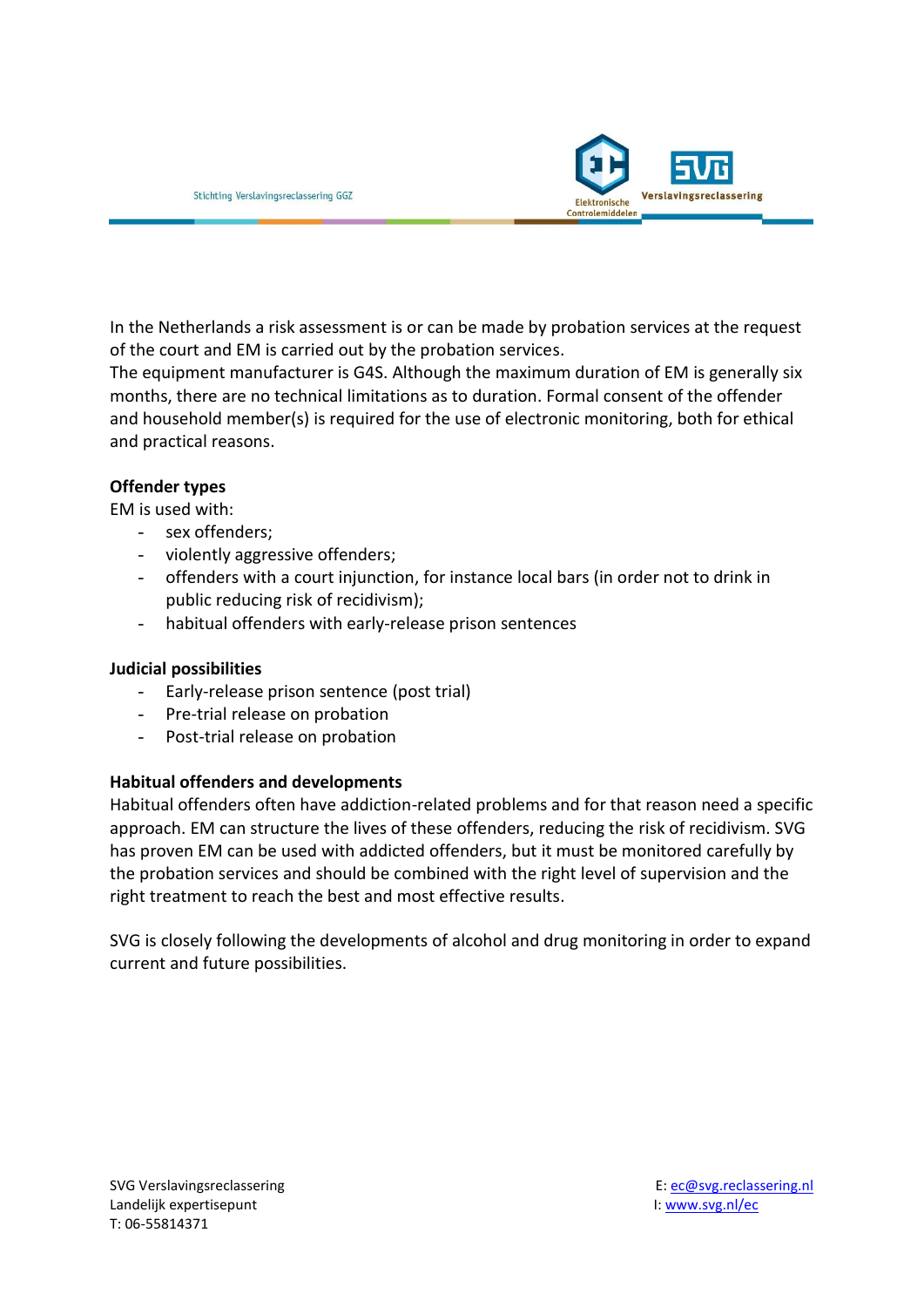In the Netherlands a risk assessment is or can be made by probation services at the request of the court and EM is carried out by the probation services.
The equipment manufacturer is G4S. Although the maximum duration of EM is generally six months, there are no technical limitations as to duration. Formal consent of the offender and household member(s) is required for the use of electronic monitoring, both for ethical and practical reasons.

**Offender types**
EM is used with:

- sex offenders;
- violently aggressive offenders;
- offenders with a court injunction, for instance local bars (in order not to drink in public reducing risk of recidivism);
- habitual offenders with early-release prison sentences

**Judicial possibilities**

- Early-release prison sentence (post trial)
- Pre-trial release on probation
- Post-trial release on probation

**Habitual offenders and developments**
Habitual offenders often have addiction-related problems and for that reason need a specific approach. EM can structure the lives of these offenders, reducing the risk of recidivism. SVG has proven EM can be used with addicted offenders, but it must be monitored carefully by the probation services and should be combined with the right level of supervision and the right treatment to reach the best and most effective results.

SVG is closely following the developments of alcohol and drug monitoring in order to expand current and future possibilities.